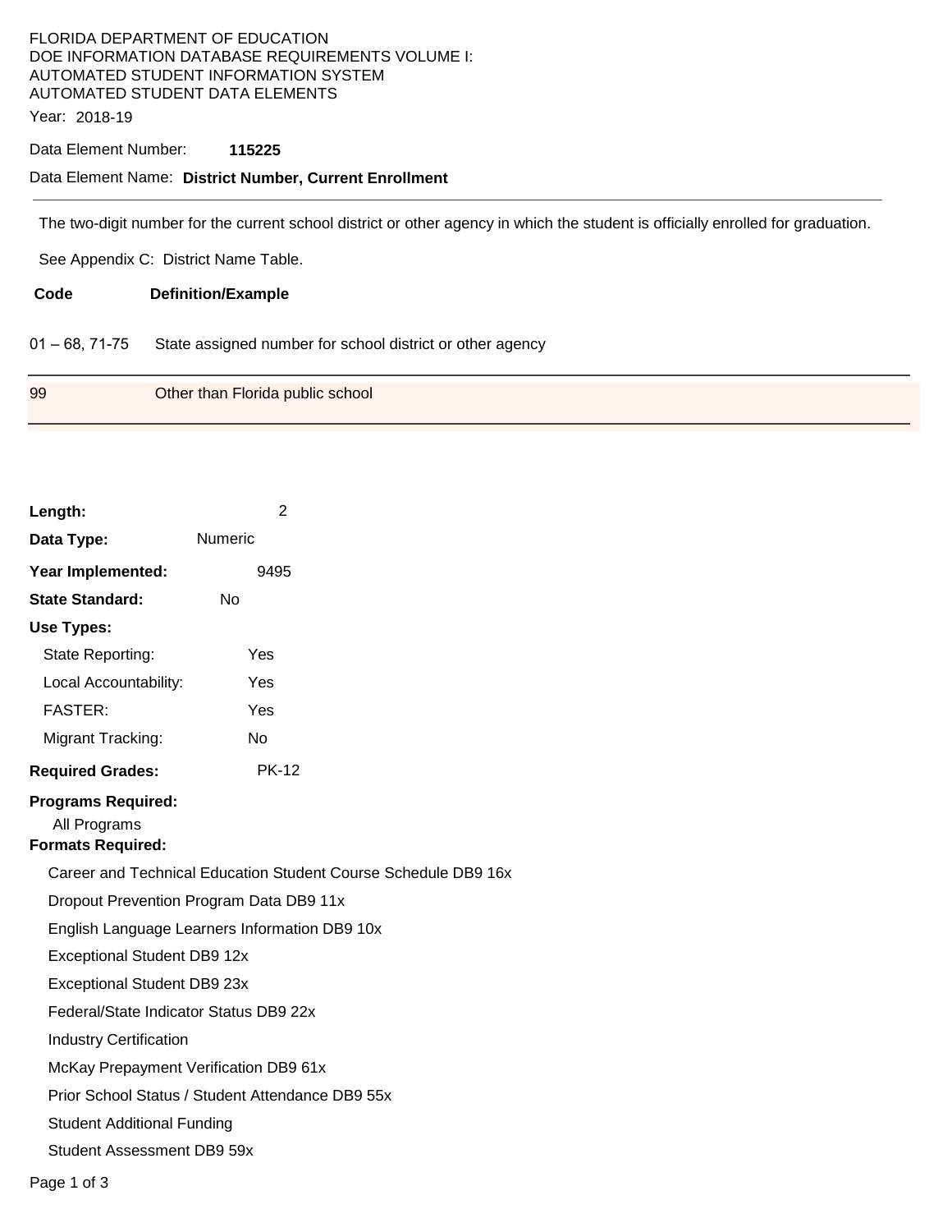FLORIDA DEPARTMENT OF EDUCATION
DOE INFORMATION DATABASE REQUIREMENTS VOLUME I:
AUTOMATED STUDENT INFORMATION SYSTEM
AUTOMATED STUDENT DATA ELEMENTS

Year: 2018-19

Data Element Number: **115225**

Data Element Name: **District Number, Current Enrollment**

---

The two-digit number for the current school district or other agency in which the student is officially enrolled for graduation.

See Appendix C: District Name Table.

| Code | Definition/Example |
|---|---|
| 01 – 68, 71-75 | State assigned number for school district or other agency |
| 99 | Other than Florida public school |

**Length:** 2

**Data Type:** Numeric

**Year Implemented:** 9495

**State Standard:** No

**Use Types:**

- State Reporting: Yes
- Local Accountability: Yes
- FASTER: Yes
- Migrant Tracking: No

**Required Grades:** PK-12

**Programs Required:**

All Programs

**Formats Required:**

- Career and Technical Education Student Course Schedule DB9 16x
- Dropout Prevention Program Data DB9 11x
- English Language Learners Information DB9 10x
- Exceptional Student DB9 12x
- Exceptional Student DB9 23x
- Federal/State Indicator Status DB9 22x
- Industry Certification
- McKay Prepayment Verification DB9 61x
- Prior School Status / Student Attendance DB9 55x
- Student Additional Funding
- Student Assessment DB9 59x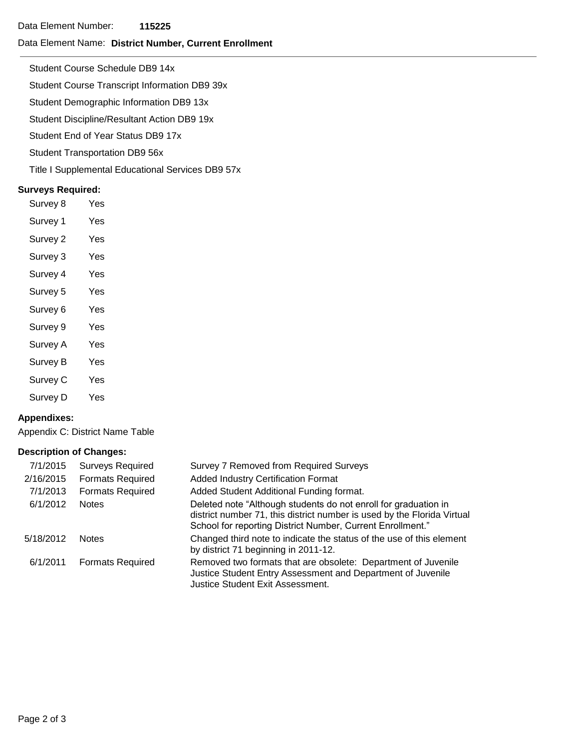Data Element Number: **115225**

Data Element Name: **District Number, Current Enrollment**

Student Course Schedule DB9 14x

Student Course Transcript Information DB9 39x

Student Demographic Information DB9 13x

Student Discipline/Resultant Action DB9 19x

Student End of Year Status DB9 17x

Student Transportation DB9 56x

Title I Supplemental Educational Services DB9 57x

### Surveys Required:

| | |
|---|---|
| Survey 8 | Yes |
| Survey 1 | Yes |
| Survey 2 | Yes |
| Survey 3 | Yes |
| Survey 4 | Yes |
| Survey 5 | Yes |
| Survey 6 | Yes |
| Survey 9 | Yes |
| Survey A | Yes |
| Survey B | Yes |
| Survey C | Yes |
| Survey D | Yes |

### Appendixes:

Appendix C: District Name Table

### Description of Changes:

| | | |
|---|---|---|
| 7/1/2015 | Surveys Required | Survey 7 Removed from Required Surveys |
| 2/16/2015 | Formats Required | Added Industry Certification Format |
| 7/1/2013 | Formats Required | Added Student Additional Funding format. |
| 6/1/2012 | Notes | Deleted note "Although students do not enroll for graduation in district number 71, this district number is used by the Florida Virtual School for reporting District Number, Current Enrollment." |
| 5/18/2012 | Notes | Changed third note to indicate the status of the use of this element by district 71 beginning in 2011-12. |
| 6/1/2011 | Formats Required | Removed two formats that are obsolete: Department of Juvenile Justice Student Entry Assessment and Department of Juvenile Justice Student Exit Assessment. |